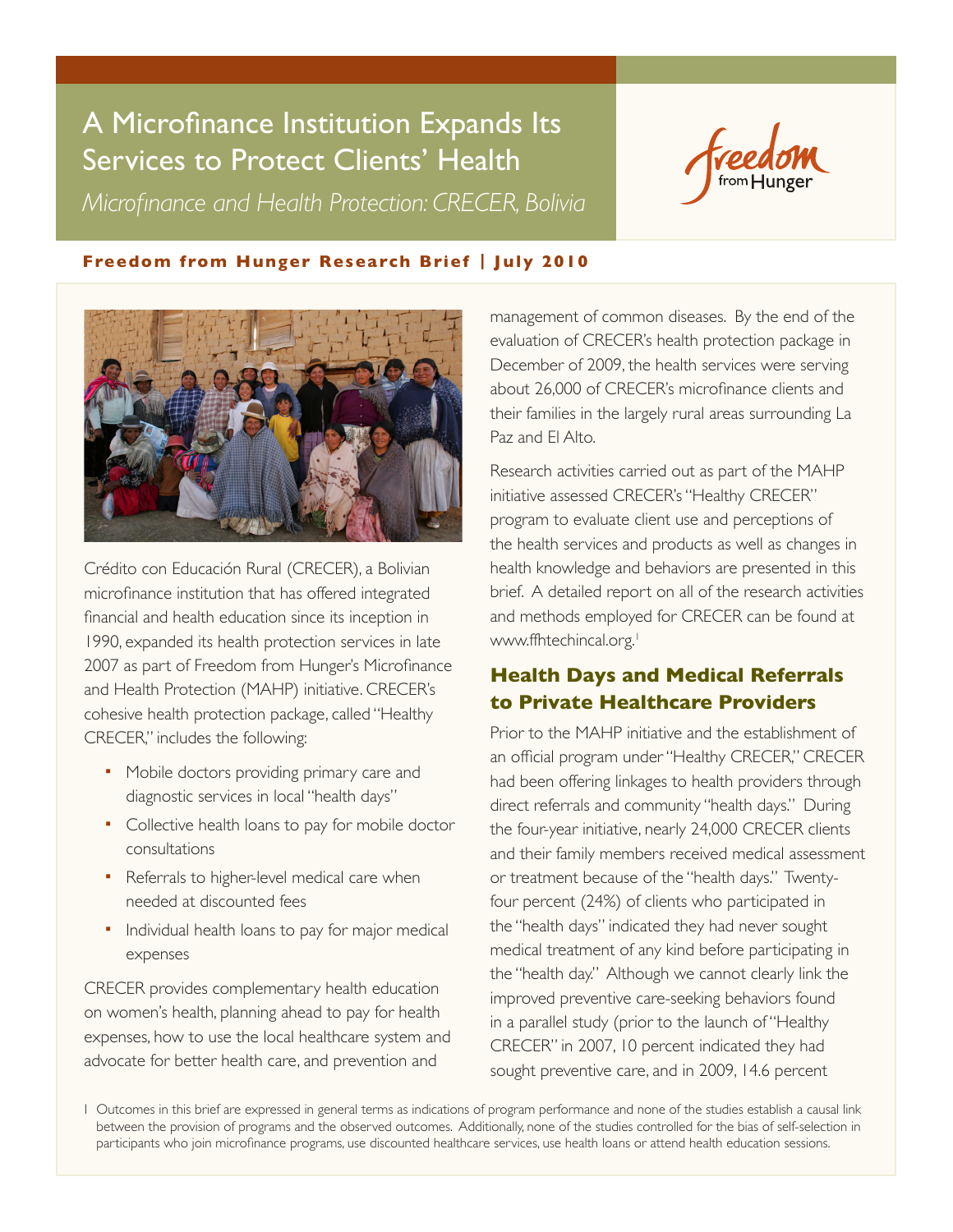# A Microfinance Institution Expands Its Services to Protect Clients' Health

*Microfinance and Health Protection: CRECER, Bolivia*

**Freedom from Hunger Research Brief | July 2010**

Crédito con Educación Rural (CRECER), a Bolivian microfinance institution that has offered integrated financial and health education since its inception in 1990, expanded its health protection services in late 2007 as part of Freedom from Hunger's Microfinance and Health Protection (MAHP) initiative. CRECER's cohesive health protection package, called "Healthy CRECER," includes the following:

- Mobile doctors providing primary care and diagnostic services in local "health days"
- Collective health loans to pay for mobile doctor consultations
- Referrals to higher-level medical care when needed at discounted fees
- Individual health loans to pay for major medical expenses

CRECER provides complementary health education on women's health, planning ahead to pay for health expenses, how to use the local healthcare system and advocate for better health care, and prevention and management of common diseases. By the end of the evaluation of CRECER's health protection package in December of 2009, the health services were serving about 26,000 of CRECER's microfinance clients and their families in the largely rural areas surrounding La Paz and El Alto.

Research activities carried out as part of the MAHP initiative assessed CRECER's "Healthy CRECER" program to evaluate client use and perceptions of the health services and products as well as changes in health knowledge and behaviors are presented in this brief. A detailed report on all of the research activities and methods employed for CRECER can be found at www.ffhtechincal.org.[1]

## Health Days and Medical Referrals to Private Healthcare Providers

Prior to the MAHP initiative and the establishment of an official program under "Healthy CRECER," CRECER had been offering linkages to health providers through direct referrals and community "health days." During the four-year initiative, nearly 24,000 CRECER clients and their family members received medical assessment or treatment because of the "health days." Twenty-four percent (24%) of clients who participated in the "health days" indicated they had never sought medical treatment of any kind before participating in the "health day." Although we cannot clearly link the improved preventive care-seeking behaviors found in a parallel study (prior to the launch of "Healthy CRECER" in 2007, 10 percent indicated they had sought preventive care, and in 2009, 14.6 percent

1 Outcomes in this brief are expressed in general terms as indications of program performance and none of the studies establish a causal link between the provision of programs and the observed outcomes. Additionally, none of the studies controlled for the bias of self-selection in participants who join microfinance programs, use discounted healthcare services, use health loans or attend health education sessions.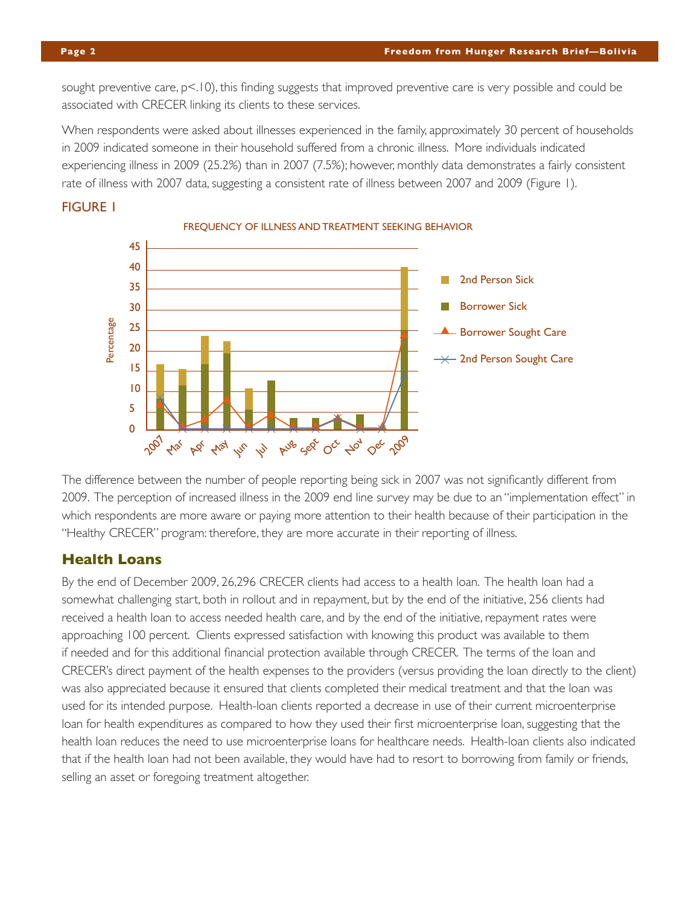sought preventive care, p<.10), this finding suggests that improved preventive care is very possible and could be associated with CRECER linking its clients to these services.

When respondents were asked about illnesses experienced in the family, approximately 30 percent of households in 2009 indicated someone in their household suffered from a chronic illness. More individuals indicated experiencing illness in 2009 (25.2%) than in 2007 (7.5%); however, monthly data demonstrates a fairly consistent rate of illness with 2007 data, suggesting a consistent rate of illness between 2007 and 2009 (Figure 1).

FIGURE 1

FREQUENCY OF ILLNESS AND TREATMENT SEEKING BEHAVIOR

The difference between the number of people reporting being sick in 2007 was not significantly different from 2009. The perception of increased illness in the 2009 end line survey may be due to an "implementation effect" in which respondents are more aware or paying more attention to their health because of their participation in the "Healthy CRECER" program: therefore, they are more accurate in their reporting of illness.

## Health Loans

By the end of December 2009, 26,296 CRECER clients had access to a health loan. The health loan had a somewhat challenging start, both in rollout and in repayment, but by the end of the initiative, 256 clients had received a health loan to access needed health care, and by the end of the initiative, repayment rates were approaching 100 percent. Clients expressed satisfaction with knowing this product was available to them if needed and for this additional financial protection available through CRECER. The terms of the loan and CRECER's direct payment of the health expenses to the providers (versus providing the loan directly to the client) was also appreciated because it ensured that clients completed their medical treatment and that the loan was used for its intended purpose. Health-loan clients reported a decrease in use of their current microenterprise loan for health expenditures as compared to how they used their first microenterprise loan, suggesting that the health loan reduces the need to use microenterprise loans for healthcare needs. Health-loan clients also indicated that if the health loan had not been available, they would have had to resort to borrowing from family or friends, selling an asset or foregoing treatment altogether.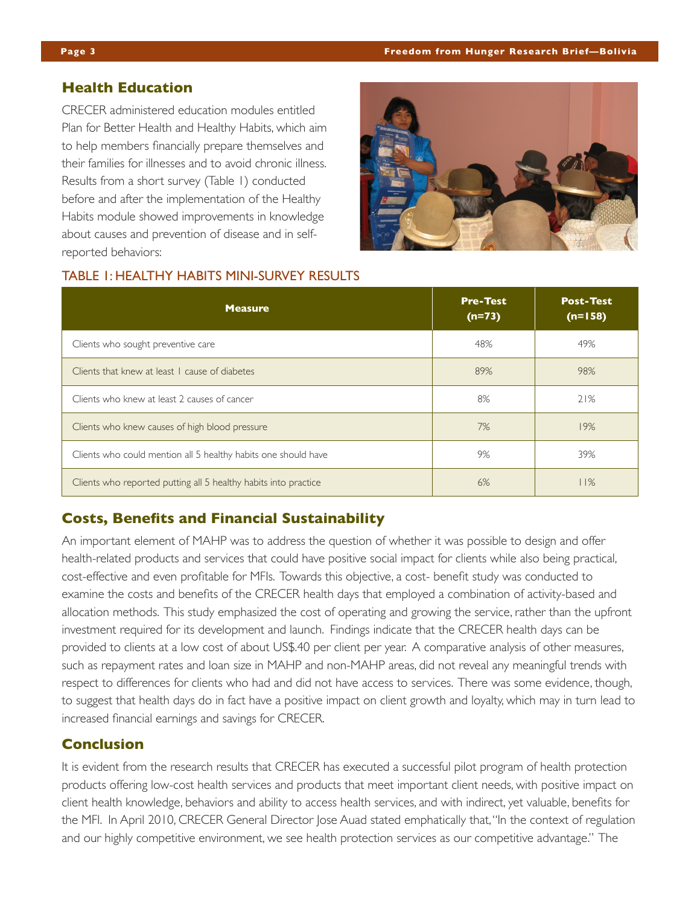## Health Education

CRECER administered education modules entitled Plan for Better Health and Healthy Habits, which aim to help members financially prepare themselves and their families for illnesses and to avoid chronic illness. Results from a short survey (Table 1) conducted before and after the implementation of the Healthy Habits module showed improvements in knowledge about causes and prevention of disease and in self-reported behaviors:

TABLE 1: HEALTHY HABITS MINI-SURVEY RESULTS

| Measure | Pre-Test (n=73) | Post-Test (n=158) |
|---|---|---|
| Clients who sought preventive care | 48% | 49% |
| Clients that knew at least 1 cause of diabetes | 89% | 98% |
| Clients who knew at least 2 causes of cancer | 8% | 21% |
| Clients who knew causes of high blood pressure | 7% | 19% |
| Clients who could mention all 5 healthy habits one should have | 9% | 39% |
| Clients who reported putting all 5 healthy habits into practice | 6% | 11% |

## Costs, Benefits and Financial Sustainability

An important element of MAHP was to address the question of whether it was possible to design and offer health-related products and services that could have positive social impact for clients while also being practical, cost-effective and even profitable for MFIs. Towards this objective, a cost- benefit study was conducted to examine the costs and benefits of the CRECER health days that employed a combination of activity-based and allocation methods. This study emphasized the cost of operating and growing the service, rather than the upfront investment required for its development and launch. Findings indicate that the CRECER health days can be provided to clients at a low cost of about US$.40 per client per year. A comparative analysis of other measures, such as repayment rates and loan size in MAHP and non-MAHP areas, did not reveal any meaningful trends with respect to differences for clients who had and did not have access to services. There was some evidence, though, to suggest that health days do in fact have a positive impact on client growth and loyalty, which may in turn lead to increased financial earnings and savings for CRECER.

## Conclusion

It is evident from the research results that CRECER has executed a successful pilot program of health protection products offering low-cost health services and products that meet important client needs, with positive impact on client health knowledge, behaviors and ability to access health services, and with indirect, yet valuable, benefits for the MFI. In April 2010, CRECER General Director Jose Auad stated emphatically that, "In the context of regulation and our highly competitive environment, we see health protection services as our competitive advantage." The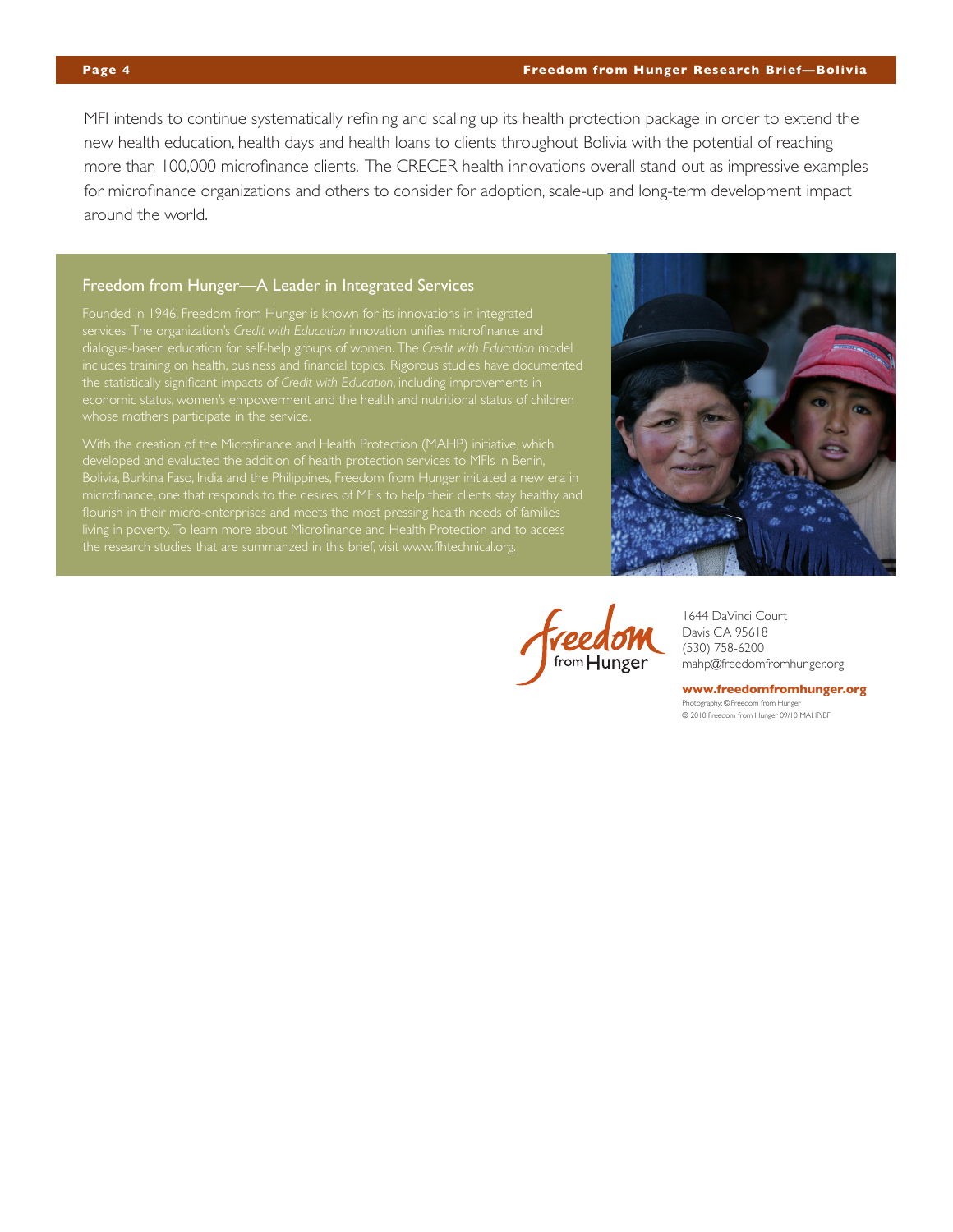MFI intends to continue systematically refining and scaling up its health protection package in order to extend the new health education, health days and health loans to clients throughout Bolivia with the potential of reaching more than 100,000 microfinance clients. The CRECER health innovations overall stand out as impressive examples for microfinance organizations and others to consider for adoption, scale-up and long-term development impact around the world.

## Freedom from Hunger—A Leader in Integrated Services

Founded in 1946, Freedom from Hunger is known for its innovations in integrated services. The organization's *Credit with Education* innovation unifies microfinance and dialogue-based education for self-help groups of women. The *Credit with Education* model includes training on health, business and financial topics. Rigorous studies have documented the statistically significant impacts of *Credit with Education*, including improvements in economic status, women's empowerment and the health and nutritional status of children whose mothers participate in the service.

With the creation of the Microfinance and Health Protection (MAHP) initiative, which developed and evaluated the addition of health protection services to MFIs in Benin, Bolivia, Burkina Faso, India and the Philippines, Freedom from Hunger initiated a new era in microfinance, one that responds to the desires of MFIs to help their clients stay healthy and flourish in their micro-enterprises and meets the most pressing health needs of families living in poverty. To learn more about Microfinance and Health Protection and to access the research studies that are summarized in this brief, visit www.ffhtechnical.org.

freedom from Hunger

1644 DaVinci Court
Davis CA 95618
(530) 758-6200
mahp@freedomfromhunger.org

**www.freedomfromhunger.org**

Photography: ©Freedom from Hunger
© 2010 Freedom from Hunger 09/10 MAHP/BF